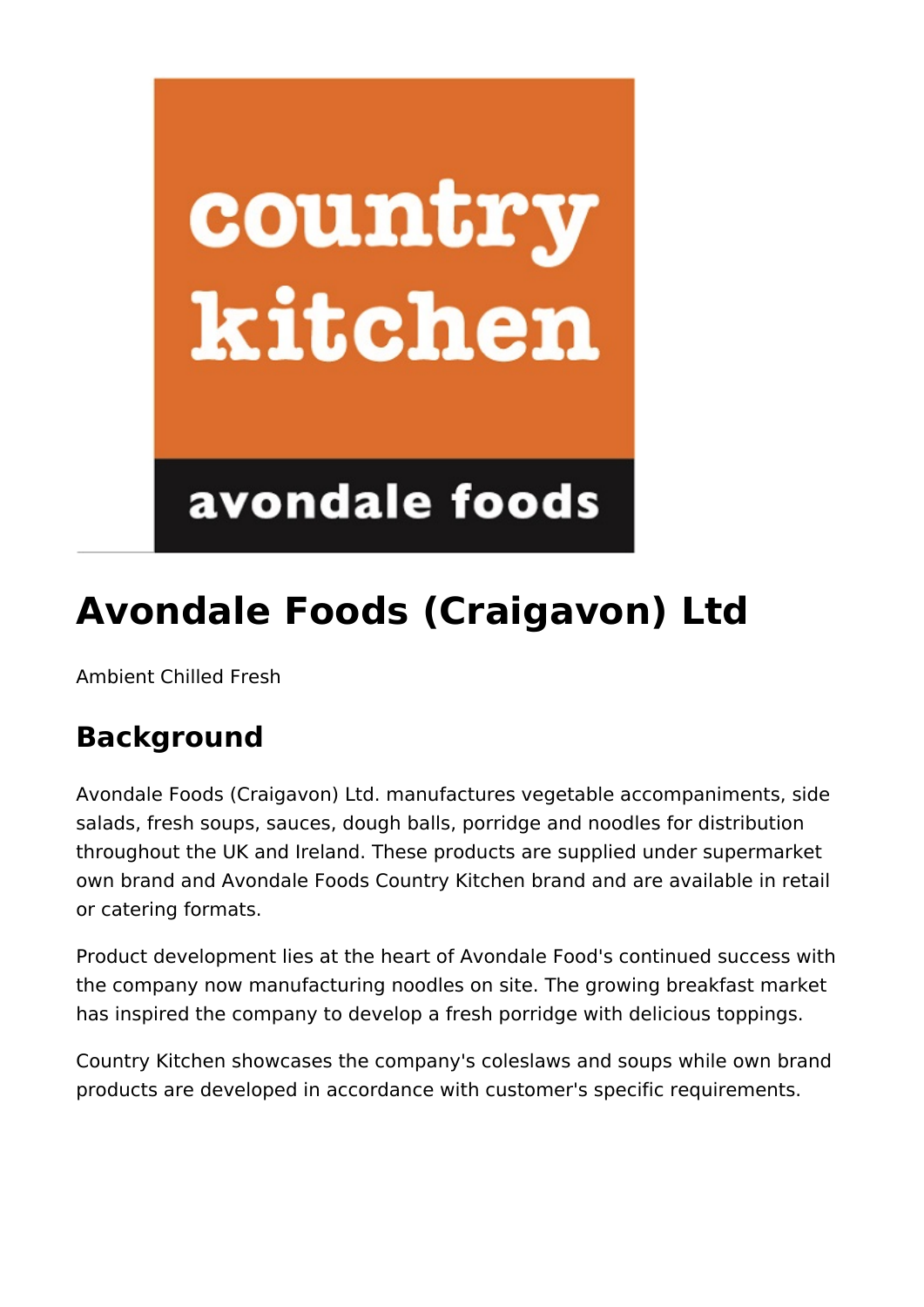# Avondale Foods (Craigavon) Ltd

Ambient Chilled Fresh

## Background

Avondale Foods (Craigavon) Ltd. manufactures vegetable accompaniments, side salads, fresh soups, sauces, dough balls, porridge and noodles for distribution throughout the UK and Ireland. These products are supplied under supermarket own brand and Avondale Foods Country Kitchen brand and are available in retail or catering formats.

Product development lies at the heart of Avondale Food's continued success with the company now manufacturing noodles on site. The growing breakfast market has inspired the company to develop a fresh porridge with delicious toppings.

Country Kitchen showcases the company's coleslaws and soups while own brand products are developed in accordance with customer's specific requirements.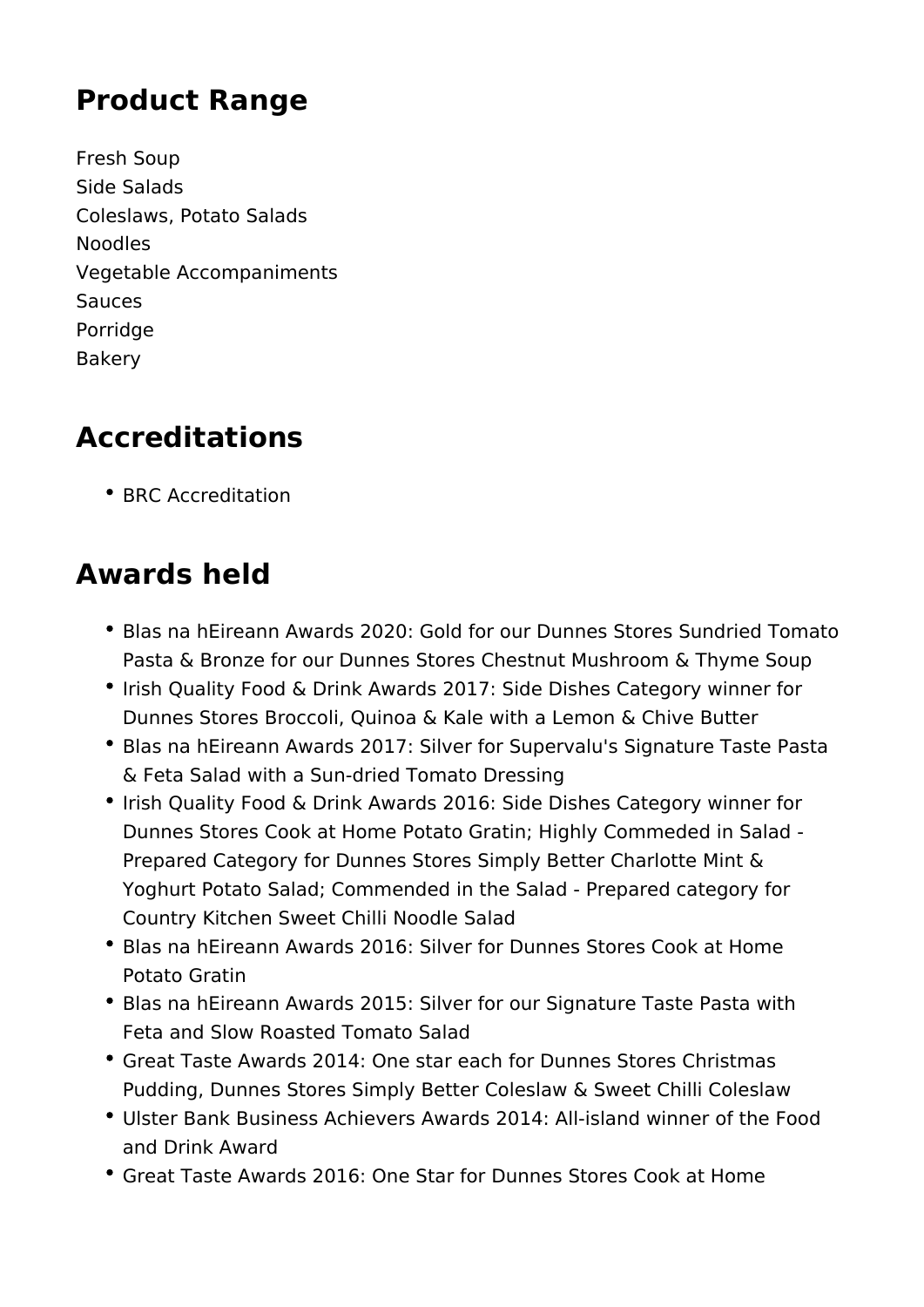## Product Range

Fresh Soup
Side Salads
Coleslaws, Potato Salads
Noodles
Vegetable Accompaniments
Sauces
Porridge
Bakery

## Accreditations

- BRC Accreditation

## Awards held

- Blas na hEireann Awards 2020: Gold for our Dunnes Stores Sundried Tomato Pasta & Bronze for our Dunnes Stores Chestnut Mushroom & Thyme Soup
- Irish Quality Food & Drink Awards 2017: Side Dishes Category winner for Dunnes Stores Broccoli, Quinoa & Kale with a Lemon & Chive Butter
- Blas na hEireann Awards 2017: Silver for Supervalu's Signature Taste Pasta & Feta Salad with a Sun-dried Tomato Dressing
- Irish Quality Food & Drink Awards 2016: Side Dishes Category winner for Dunnes Stores Cook at Home Potato Gratin; Highly Commeded in Salad - Prepared Category for Dunnes Stores Simply Better Charlotte Mint & Yoghurt Potato Salad; Commended in the Salad - Prepared category for Country Kitchen Sweet Chilli Noodle Salad
- Blas na hEireann Awards 2016: Silver for Dunnes Stores Cook at Home Potato Gratin
- Blas na hEireann Awards 2015: Silver for our Signature Taste Pasta with Feta and Slow Roasted Tomato Salad
- Great Taste Awards 2014: One star each for Dunnes Stores Christmas Pudding, Dunnes Stores Simply Better Coleslaw & Sweet Chilli Coleslaw
- Ulster Bank Business Achievers Awards 2014: All-island winner of the Food and Drink Award
- Great Taste Awards 2016: One Star for Dunnes Stores Cook at Home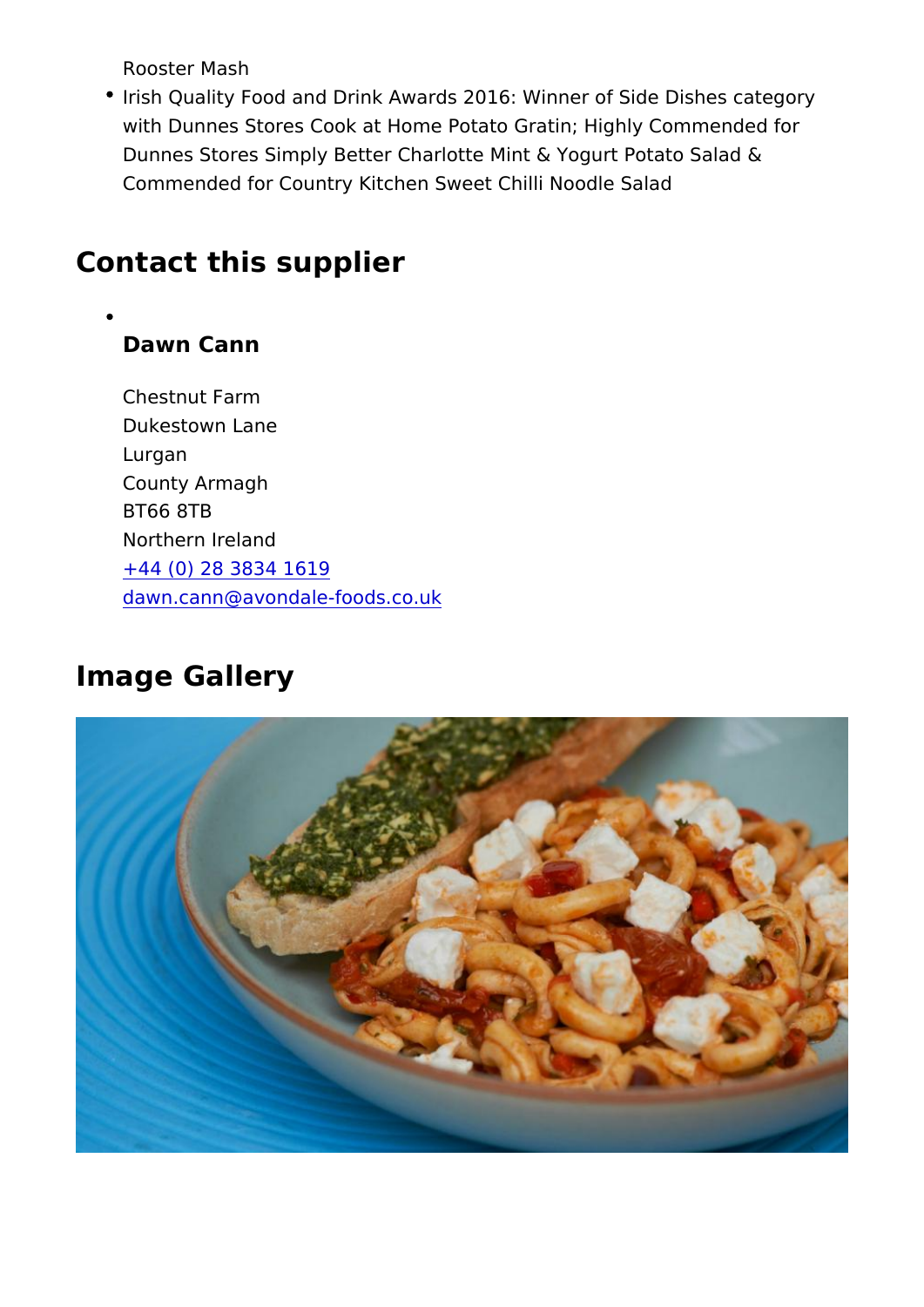Rooster Mash

- Irish Quality Food and Drink Awards 2016: Winner of Side Dishes category with Dunnes Stores Cook at Home Potato Gratin; Highly Commended for Dunnes Stores Simply Better Charlotte Mint & Yogurt Potato Salad & Commended for Country Kitchen Sweet Chilli Noodle Salad

## Contact this supplier

- **Dawn Cann**

  Chestnut Farm
  Dukestown Lane
  Lurgan
  County Armagh
  BT66 8TB
  Northern Ireland
  +44 (0) 28 3834 1619
  dawn.cann@avondale-foods.co.uk

## Image Gallery